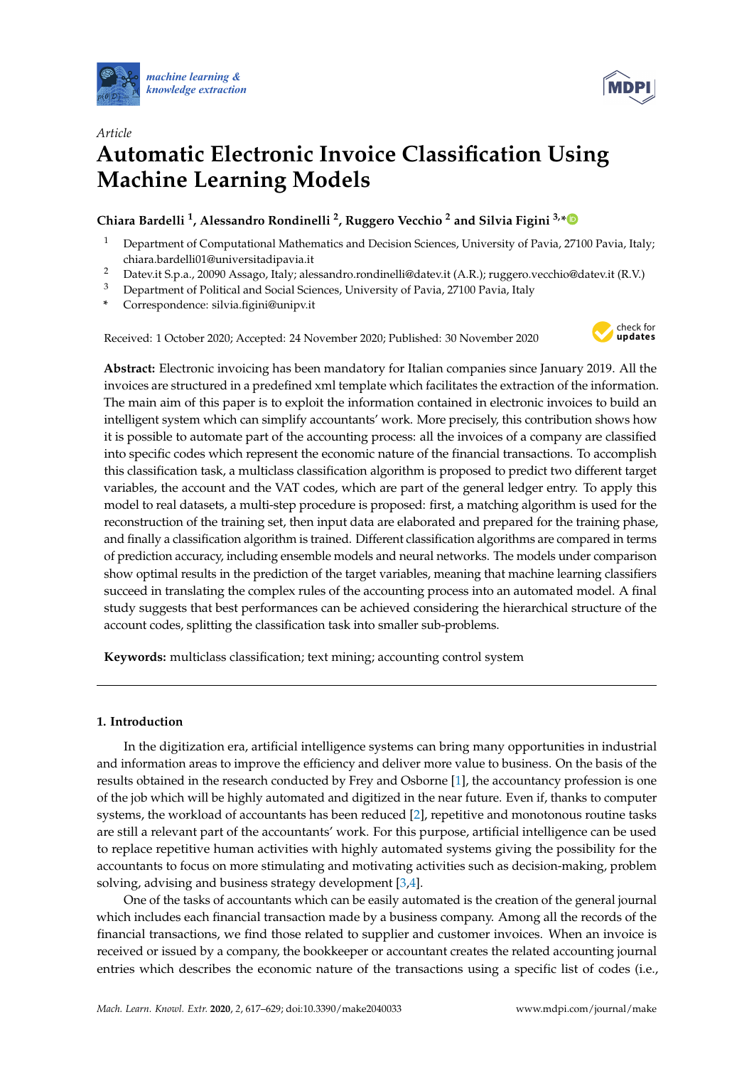Article

# Automatic Electronic Invoice Classification Using Machine Learning Models

**Chiara Bardelli [1], Alessandro Rondinelli [2], Ruggero Vecchio [2] and Silvia Figini [3,*]**

[1] Department of Computational Mathematics and Decision Sciences, University of Pavia, 27100 Pavia, Italy; chiara.bardelli01@universitadipavia.it

[2] Datev.it S.p.a., 20090 Assago, Italy; alessandro.rondinelli@datev.it (A.R.); ruggero.vecchio@datev.it (R.V.)

[3] Department of Political and Social Sciences, University of Pavia, 27100 Pavia, Italy

\* Correspondence: silvia.figini@unipv.it

Received: 1 October 2020; Accepted: 24 November 2020; Published: 30 November 2020

**Abstract:** Electronic invoicing has been mandatory for Italian companies since January 2019. All the invoices are structured in a predefined xml template which facilitates the extraction of the information. The main aim of this paper is to exploit the information contained in electronic invoices to build an intelligent system which can simplify accountants' work. More precisely, this contribution shows how it is possible to automate part of the accounting process: all the invoices of a company are classified into specific codes which represent the economic nature of the financial transactions. To accomplish this classification task, a multiclass classification algorithm is proposed to predict two different target variables, the account and the VAT codes, which are part of the general ledger entry. To apply this model to real datasets, a multi-step procedure is proposed: first, a matching algorithm is used for the reconstruction of the training set, then input data are elaborated and prepared for the training phase, and finally a classification algorithm is trained. Different classification algorithms are compared in terms of prediction accuracy, including ensemble models and neural networks. The models under comparison show optimal results in the prediction of the target variables, meaning that machine learning classifiers succeed in translating the complex rules of the accounting process into an automated model. A final study suggests that best performances can be achieved considering the hierarchical structure of the account codes, splitting the classification task into smaller sub-problems.

**Keywords:** multiclass classification; text mining; accounting control system

## 1. Introduction

In the digitization era, artificial intelligence systems can bring many opportunities in industrial and information areas to improve the efficiency and deliver more value to business. On the basis of the results obtained in the research conducted by Frey and Osborne [1], the accountancy profession is one of the job which will be highly automated and digitized in the near future. Even if, thanks to computer systems, the workload of accountants has been reduced [2], repetitive and monotonous routine tasks are still a relevant part of the accountants' work. For this purpose, artificial intelligence can be used to replace repetitive human activities with highly automated systems giving the possibility for the accountants to focus on more stimulating and motivating activities such as decision-making, problem solving, advising and business strategy development [3,4].

One of the tasks of accountants which can be easily automated is the creation of the general journal which includes each financial transaction made by a business company. Among all the records of the financial transactions, we find those related to supplier and customer invoices. When an invoice is received or issued by a company, the bookkeeper or accountant creates the related accounting journal entries which describes the economic nature of the transactions using a specific list of codes (i.e.,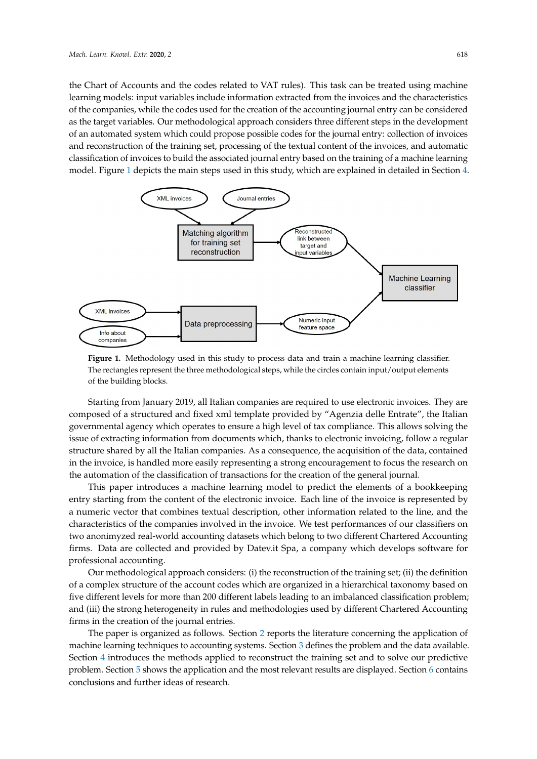the Chart of Accounts and the codes related to VAT rules). This task can be treated using machine learning models: input variables include information extracted from the invoices and the characteristics of the companies, while the codes used for the creation of the accounting journal entry can be considered as the target variables. Our methodological approach considers three different steps in the development of an automated system which could propose possible codes for the journal entry: collection of invoices and reconstruction of the training set, processing of the textual content of the invoices, and automatic classification of invoices to build the associated journal entry based on the training of a machine learning model. Figure 1 depicts the main steps used in this study, which are explained in detailed in Section 4.

XML invoices

Journal entries

Matching algorithm for training set reconstruction

Reconstructed link between target and input variables

Machine Learning classifier

XML invoices

Info about companies

Data preprocessing

Numeric input feature space

**Figure 1.** Methodology used in this study to process data and train a machine learning classifier. The rectangles represent the three methodological steps, while the circles contain input/output elements of the building blocks.

Starting from January 2019, all Italian companies are required to use electronic invoices. They are composed of a structured and fixed xml template provided by "Agenzia delle Entrate", the Italian governmental agency which operates to ensure a high level of tax compliance. This allows solving the issue of extracting information from documents which, thanks to electronic invoicing, follow a regular structure shared by all the Italian companies. As a consequence, the acquisition of the data, contained in the invoice, is handled more easily representing a strong encouragement to focus the research on the automation of the classification of transactions for the creation of the general journal.

This paper introduces a machine learning model to predict the elements of a bookkeeping entry starting from the content of the electronic invoice. Each line of the invoice is represented by a numeric vector that combines textual description, other information related to the line, and the characteristics of the companies involved in the invoice. We test performances of our classifiers on two anonimyzed real-world accounting datasets which belong to two different Chartered Accounting firms. Data are collected and provided by Datev.it Spa, a company which develops software for professional accounting.

Our methodological approach considers: (i) the reconstruction of the training set; (ii) the definition of a complex structure of the account codes which are organized in a hierarchical taxonomy based on five different levels for more than 200 different labels leading to an imbalanced classification problem; and (iii) the strong heterogeneity in rules and methodologies used by different Chartered Accounting firms in the creation of the journal entries.

The paper is organized as follows. Section 2 reports the literature concerning the application of machine learning techniques to accounting systems. Section 3 defines the problem and the data available. Section 4 introduces the methods applied to reconstruct the training set and to solve our predictive problem. Section 5 shows the application and the most relevant results are displayed. Section 6 contains conclusions and further ideas of research.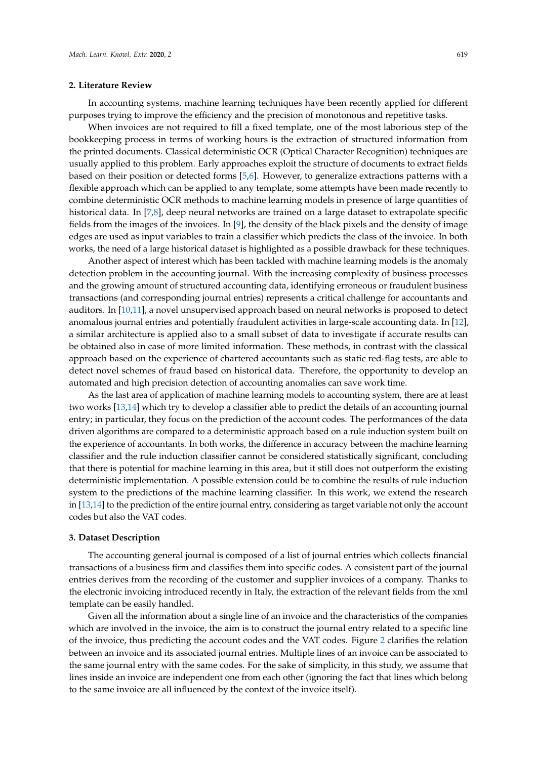## 2. Literature Review

In accounting systems, machine learning techniques have been recently applied for different purposes trying to improve the efficiency and the precision of monotonous and repetitive tasks.

When invoices are not required to fill a fixed template, one of the most laborious step of the bookkeeping process in terms of working hours is the extraction of structured information from the printed documents. Classical deterministic OCR (Optical Character Recognition) techniques are usually applied to this problem. Early approaches exploit the structure of documents to extract fields based on their position or detected forms [5,6]. However, to generalize extractions patterns with a flexible approach which can be applied to any template, some attempts have been made recently to combine deterministic OCR methods to machine learning models in presence of large quantities of historical data. In [7,8], deep neural networks are trained on a large dataset to extrapolate specific fields from the images of the invoices. In [9], the density of the black pixels and the density of image edges are used as input variables to train a classifier which predicts the class of the invoice. In both works, the need of a large historical dataset is highlighted as a possible drawback for these techniques.

Another aspect of interest which has been tackled with machine learning models is the anomaly detection problem in the accounting journal. With the increasing complexity of business processes and the growing amount of structured accounting data, identifying erroneous or fraudulent business transactions (and corresponding journal entries) represents a critical challenge for accountants and auditors. In [10,11], a novel unsupervised approach based on neural networks is proposed to detect anomalous journal entries and potentially fraudulent activities in large-scale accounting data. In [12], a similar architecture is applied also to a small subset of data to investigate if accurate results can be obtained also in case of more limited information. These methods, in contrast with the classical approach based on the experience of chartered accountants such as static red-flag tests, are able to detect novel schemes of fraud based on historical data. Therefore, the opportunity to develop an automated and high precision detection of accounting anomalies can save work time.

As the last area of application of machine learning models to accounting system, there are at least two works [13,14] which try to develop a classifier able to predict the details of an accounting journal entry; in particular, they focus on the prediction of the account codes. The performances of the data driven algorithms are compared to a deterministic approach based on a rule induction system built on the experience of accountants. In both works, the difference in accuracy between the machine learning classifier and the rule induction classifier cannot be considered statistically significant, concluding that there is potential for machine learning in this area, but it still does not outperform the existing deterministic implementation. A possible extension could be to combine the results of rule induction system to the predictions of the machine learning classifier. In this work, we extend the research in [13,14] to the prediction of the entire journal entry, considering as target variable not only the account codes but also the VAT codes.

## 3. Dataset Description

The accounting general journal is composed of a list of journal entries which collects financial transactions of a business firm and classifies them into specific codes. A consistent part of the journal entries derives from the recording of the customer and supplier invoices of a company. Thanks to the electronic invoicing introduced recently in Italy, the extraction of the relevant fields from the xml template can be easily handled.

Given all the information about a single line of an invoice and the characteristics of the companies which are involved in the invoice, the aim is to construct the journal entry related to a specific line of the invoice, thus predicting the account codes and the VAT codes. Figure 2 clarifies the relation between an invoice and its associated journal entries. Multiple lines of an invoice can be associated to the same journal entry with the same codes. For the sake of simplicity, in this study, we assume that lines inside an invoice are independent one from each other (ignoring the fact that lines which belong to the same invoice are all influenced by the context of the invoice itself).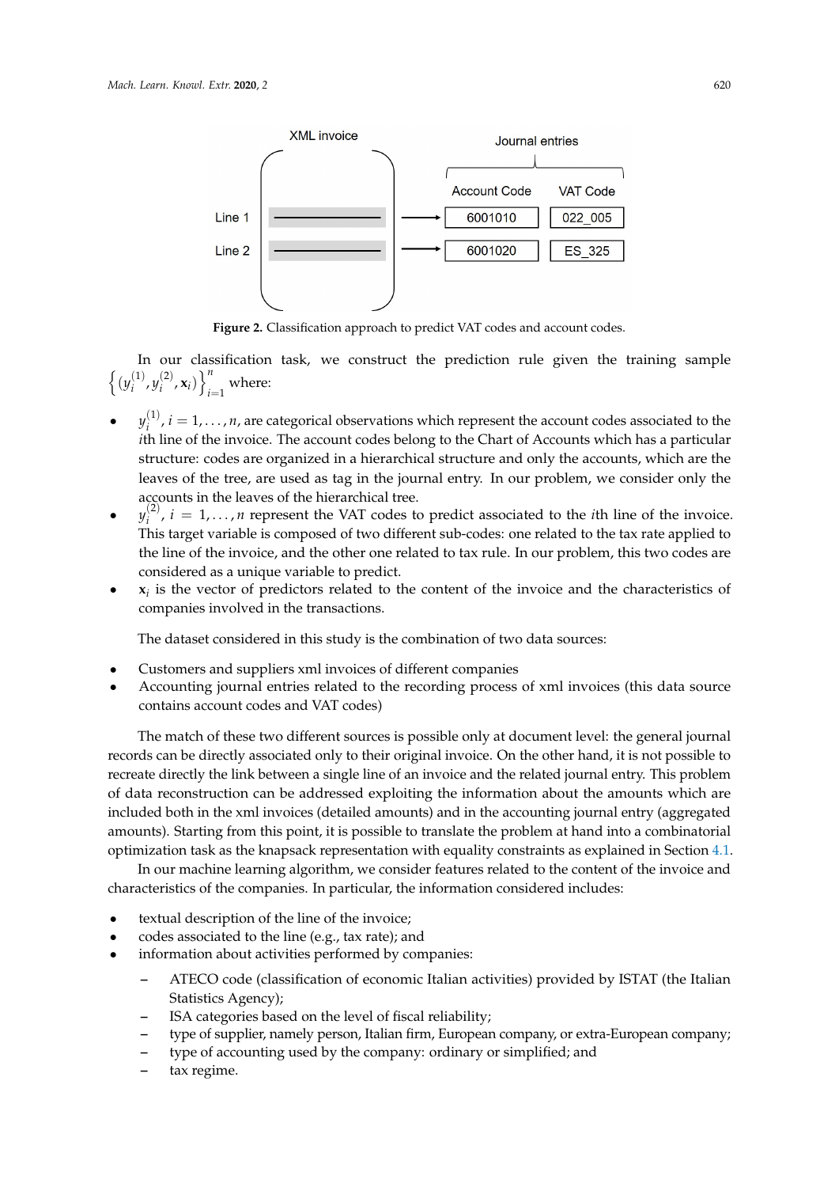XML invoice

Journal entries

| | Account Code | VAT Code |
|---|---|---|
| Line 1 | 6001010 | 022_005 |
| Line 2 | 6001020 | ES_325 |

**Figure 2.** Classification approach to predict VAT codes and account codes.

In our classification task, we construct the prediction rule given the training sample $\left\{(y_i^{(1)}, y_i^{(2)}, \mathbf{x}_i)\right\}_{i=1}^{n}$ where:

- $y_i^{(1)}, i = 1, \ldots, n$, are categorical observations which represent the account codes associated to the $i$th line of the invoice. The account codes belong to the Chart of Accounts which has a particular structure: codes are organized in a hierarchical structure and only the accounts, which are the leaves of the tree, are used as tag in the journal entry. In our problem, we consider only the accounts in the leaves of the hierarchical tree.
- $y_i^{(2)}, i = 1, \ldots, n$ represent the VAT codes to predict associated to the $i$th line of the invoice. This target variable is composed of two different sub-codes: one related to the tax rate applied to the line of the invoice, and the other one related to tax rule. In our problem, this two codes are considered as a unique variable to predict.
- $\mathbf{x}_i$ is the vector of predictors related to the content of the invoice and the characteristics of companies involved in the transactions.

The dataset considered in this study is the combination of two data sources:

- Customers and suppliers xml invoices of different companies
- Accounting journal entries related to the recording process of xml invoices (this data source contains account codes and VAT codes)

The match of these two different sources is possible only at document level: the general journal records can be directly associated only to their original invoice. On the other hand, it is not possible to recreate directly the link between a single line of an invoice and the related journal entry. This problem of data reconstruction can be addressed exploiting the information about the amounts which are included both in the xml invoices (detailed amounts) and in the accounting journal entry (aggregated amounts). Starting from this point, it is possible to translate the problem at hand into a combinatorial optimization task as the knapsack representation with equality constraints as explained in Section 4.1.

In our machine learning algorithm, we consider features related to the content of the invoice and characteristics of the companies. In particular, the information considered includes:

- textual description of the line of the invoice;
- codes associated to the line (e.g., tax rate); and
- information about activities performed by companies:
  - ATECO code (classification of economic Italian activities) provided by ISTAT (the Italian Statistics Agency);
  - ISA categories based on the level of fiscal reliability;
  - type of supplier, namely person, Italian firm, European company, or extra-European company;
  - type of accounting used by the company: ordinary or simplified; and
  - tax regime.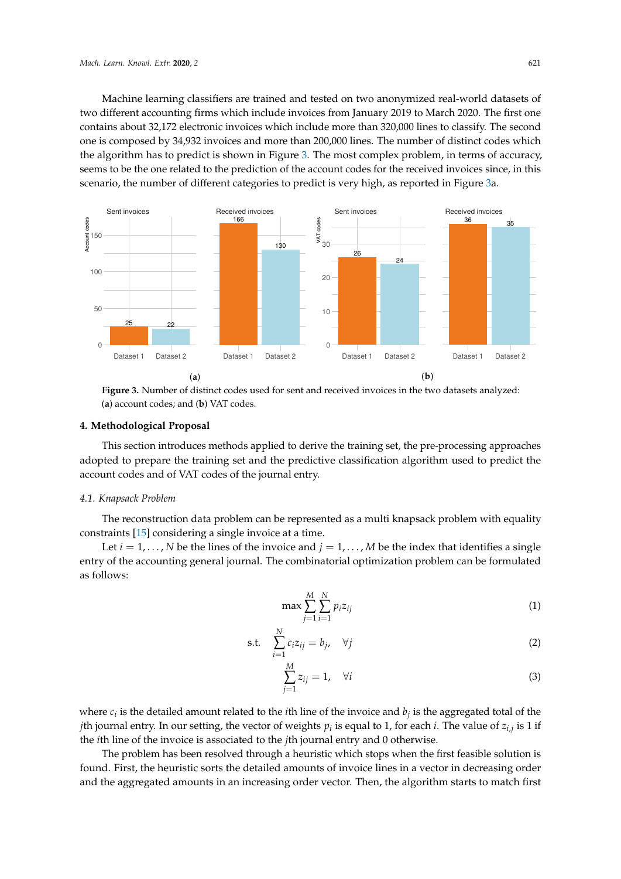Machine learning classifiers are trained and tested on two anonymized real-world datasets of two different accounting firms which include invoices from January 2019 to March 2020. The first one contains about 32,172 electronic invoices which include more than 320,000 lines to classify. The second one is composed by 34,932 invoices and more than 200,000 lines. The number of distinct codes which the algorithm has to predict is shown in Figure 3. The most complex problem, in terms of accuracy, seems to be the one related to the prediction of the account codes for the received invoices since, in this scenario, the number of different categories to predict is very high, as reported in Figure 3a.

**Figure 3.** Number of distinct codes used for sent and received invoices in the two datasets analyzed: (**a**) account codes; and (**b**) VAT codes.

## 4. Methodological Proposal

This section introduces methods applied to derive the training set, the pre-processing approaches adopted to prepare the training set and the predictive classification algorithm used to predict the account codes and of VAT codes of the journal entry.

### 4.1. Knapsack Problem

The reconstruction data problem can be represented as a multi knapsack problem with equality constraints [15] considering a single invoice at a time.

Let $i = 1, \ldots, N$ be the lines of the invoice and $j = 1, \ldots, M$ be the index that identifies a single entry of the accounting general journal. The combinatorial optimization problem can be formulated as follows:

$$\max \sum_{j=1}^{M} \sum_{i=1}^{N} p_i z_{ij} \tag{1}$$

$$\text{s.t.} \quad \sum_{i=1}^{N} c_i z_{ij} = b_j, \quad \forall j \tag{2}$$

$$\sum_{j=1}^{M} z_{ij} = 1, \quad \forall i \tag{3}$$

where $c_i$ is the detailed amount related to the $i$th line of the invoice and $b_j$ is the aggregated total of the $j$th journal entry. In our setting, the vector of weights $p_i$ is equal to 1, for each $i$. The value of $z_{i,j}$ is 1 if the $i$th line of the invoice is associated to the $j$th journal entry and 0 otherwise.

The problem has been resolved through a heuristic which stops when the first feasible solution is found. First, the heuristic sorts the detailed amounts of invoice lines in a vector in decreasing order and the aggregated amounts in an increasing order vector. Then, the algorithm starts to match first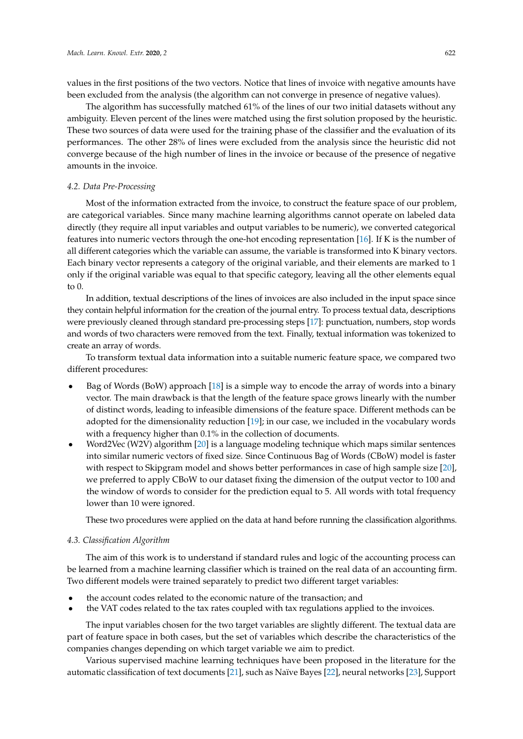values in the first positions of the two vectors. Notice that lines of invoice with negative amounts have been excluded from the analysis (the algorithm can not converge in presence of negative values).

The algorithm has successfully matched 61% of the lines of our two initial datasets without any ambiguity. Eleven percent of the lines were matched using the first solution proposed by the heuristic. These two sources of data were used for the training phase of the classifier and the evaluation of its performances. The other 28% of lines were excluded from the analysis since the heuristic did not converge because of the high number of lines in the invoice or because of the presence of negative amounts in the invoice.

### *4.2. Data Pre-Processing*

Most of the information extracted from the invoice, to construct the feature space of our problem, are categorical variables. Since many machine learning algorithms cannot operate on labeled data directly (they require all input variables and output variables to be numeric), we converted categorical features into numeric vectors through the one-hot encoding representation [16]. If K is the number of all different categories which the variable can assume, the variable is transformed into K binary vectors. Each binary vector represents a category of the original variable, and their elements are marked to 1 only if the original variable was equal to that specific category, leaving all the other elements equal to 0.

In addition, textual descriptions of the lines of invoices are also included in the input space since they contain helpful information for the creation of the journal entry. To process textual data, descriptions were previously cleaned through standard pre-processing steps [17]: punctuation, numbers, stop words and words of two characters were removed from the text. Finally, textual information was tokenized to create an array of words.

To transform textual data information into a suitable numeric feature space, we compared two different procedures:

- Bag of Words (BoW) approach [18] is a simple way to encode the array of words into a binary vector. The main drawback is that the length of the feature space grows linearly with the number of distinct words, leading to infeasible dimensions of the feature space. Different methods can be adopted for the dimensionality reduction [19]; in our case, we included in the vocabulary words with a frequency higher than 0.1% in the collection of documents.
- Word2Vec (W2V) algorithm [20] is a language modeling technique which maps similar sentences into similar numeric vectors of fixed size. Since Continuous Bag of Words (CBoW) model is faster with respect to Skipgram model and shows better performances in case of high sample size [20], we preferred to apply CBoW to our dataset fixing the dimension of the output vector to 100 and the window of words to consider for the prediction equal to 5. All words with total frequency lower than 10 were ignored.

These two procedures were applied on the data at hand before running the classification algorithms.

### *4.3. Classification Algorithm*

The aim of this work is to understand if standard rules and logic of the accounting process can be learned from a machine learning classifier which is trained on the real data of an accounting firm. Two different models were trained separately to predict two different target variables:

- the account codes related to the economic nature of the transaction; and
- the VAT codes related to the tax rates coupled with tax regulations applied to the invoices.

The input variables chosen for the two target variables are slightly different. The textual data are part of feature space in both cases, but the set of variables which describe the characteristics of the companies changes depending on which target variable we aim to predict.

Various supervised machine learning techniques have been proposed in the literature for the automatic classification of text documents [21], such as Naïve Bayes [22], neural networks [23], Support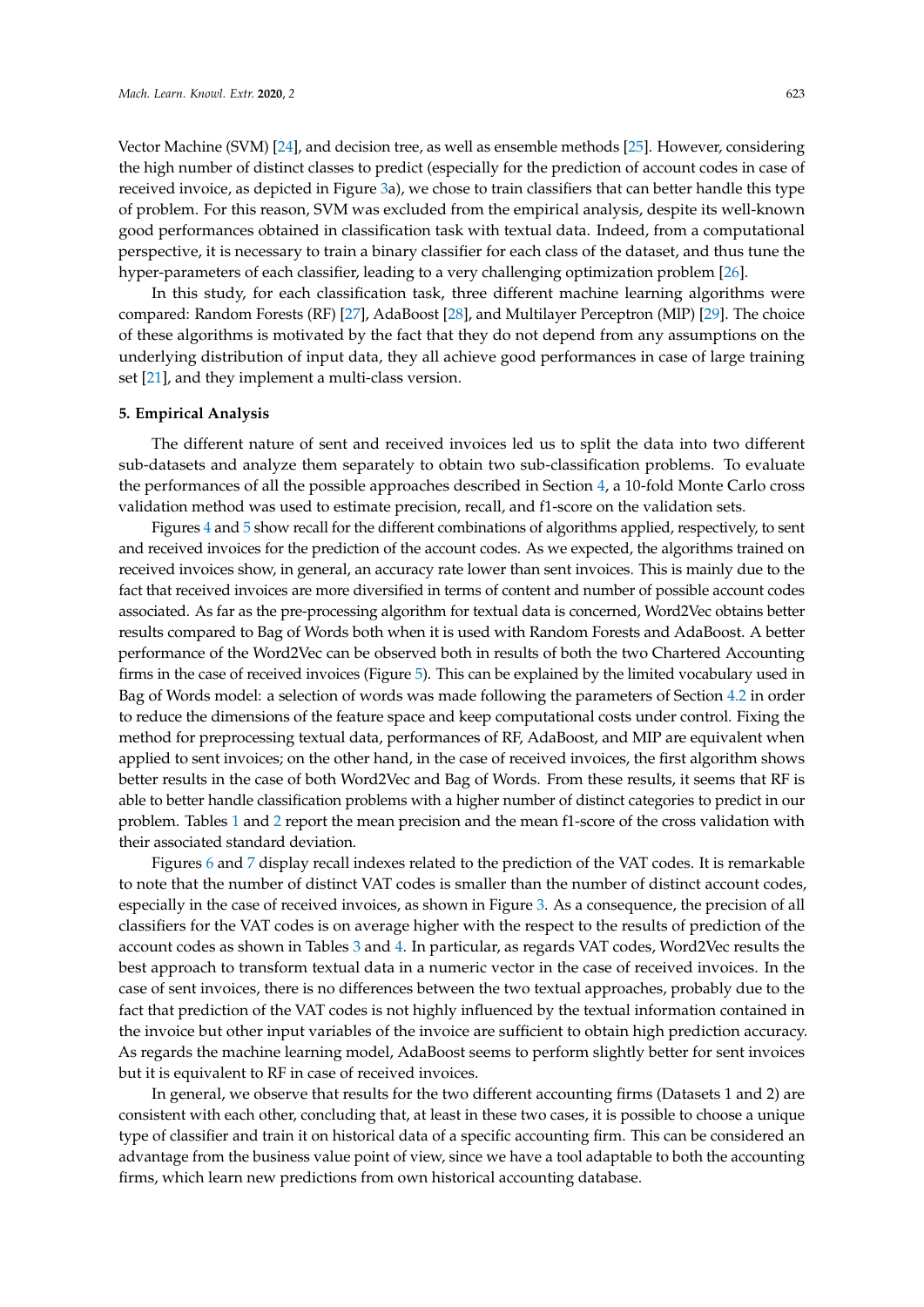Vector Machine (SVM) [24], and decision tree, as well as ensemble methods [25]. However, considering the high number of distinct classes to predict (especially for the prediction of account codes in case of received invoice, as depicted in Figure 3a), we chose to train classifiers that can better handle this type of problem. For this reason, SVM was excluded from the empirical analysis, despite its well-known good performances obtained in classification task with textual data. Indeed, from a computational perspective, it is necessary to train a binary classifier for each class of the dataset, and thus tune the hyper-parameters of each classifier, leading to a very challenging optimization problem [26].

In this study, for each classification task, three different machine learning algorithms were compared: Random Forests (RF) [27], AdaBoost [28], and Multilayer Perceptron (MlP) [29]. The choice of these algorithms is motivated by the fact that they do not depend from any assumptions on the underlying distribution of input data, they all achieve good performances in case of large training set [21], and they implement a multi-class version.

## 5. Empirical Analysis

The different nature of sent and received invoices led us to split the data into two different sub-datasets and analyze them separately to obtain two sub-classification problems. To evaluate the performances of all the possible approaches described in Section 4, a 10-fold Monte Carlo cross validation method was used to estimate precision, recall, and f1-score on the validation sets.

Figures 4 and 5 show recall for the different combinations of algorithms applied, respectively, to sent and received invoices for the prediction of the account codes. As we expected, the algorithms trained on received invoices show, in general, an accuracy rate lower than sent invoices. This is mainly due to the fact that received invoices are more diversified in terms of content and number of possible account codes associated. As far as the pre-processing algorithm for textual data is concerned, Word2Vec obtains better results compared to Bag of Words both when it is used with Random Forests and AdaBoost. A better performance of the Word2Vec can be observed both in results of both the two Chartered Accounting firms in the case of received invoices (Figure 5). This can be explained by the limited vocabulary used in Bag of Words model: a selection of words was made following the parameters of Section 4.2 in order to reduce the dimensions of the feature space and keep computational costs under control. Fixing the method for preprocessing textual data, performances of RF, AdaBoost, and MlP are equivalent when applied to sent invoices; on the other hand, in the case of received invoices, the first algorithm shows better results in the case of both Word2Vec and Bag of Words. From these results, it seems that RF is able to better handle classification problems with a higher number of distinct categories to predict in our problem. Tables 1 and 2 report the mean precision and the mean f1-score of the cross validation with their associated standard deviation.

Figures 6 and 7 display recall indexes related to the prediction of the VAT codes. It is remarkable to note that the number of distinct VAT codes is smaller than the number of distinct account codes, especially in the case of received invoices, as shown in Figure 3. As a consequence, the precision of all classifiers for the VAT codes is on average higher with the respect to the results of prediction of the account codes as shown in Tables 3 and 4. In particular, as regards VAT codes, Word2Vec results the best approach to transform textual data in a numeric vector in the case of received invoices. In the case of sent invoices, there is no differences between the two textual approaches, probably due to the fact that prediction of the VAT codes is not highly influenced by the textual information contained in the invoice but other input variables of the invoice are sufficient to obtain high prediction accuracy. As regards the machine learning model, AdaBoost seems to perform slightly better for sent invoices but it is equivalent to RF in case of received invoices.

In general, we observe that results for the two different accounting firms (Datasets 1 and 2) are consistent with each other, concluding that, at least in these two cases, it is possible to choose a unique type of classifier and train it on historical data of a specific accounting firm. This can be considered an advantage from the business value point of view, since we have a tool adaptable to both the accounting firms, which learn new predictions from own historical accounting database.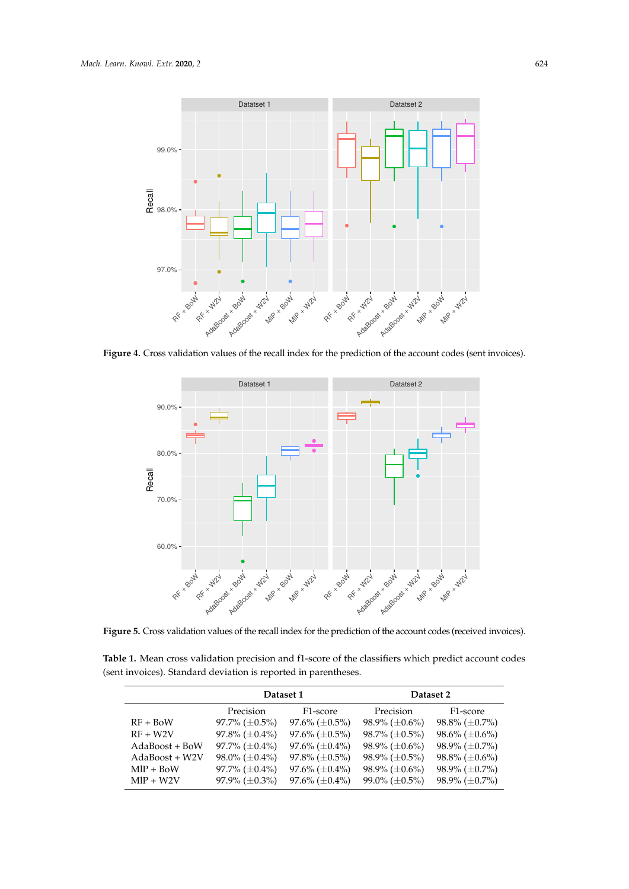**Figure 4.** Cross validation values of the recall index for the prediction of the account codes (sent invoices).

**Figure 5.** Cross validation values of the recall index for the prediction of the account codes (received invoices).

**Table 1.** Mean cross validation precision and f1-score of the classifiers which predict account codes (sent invoices). Standard deviation is reported in parentheses.

| | Dataset 1 | | Dataset 2 | |
|---|---|---|---|---|
| | Precision | F1-score | Precision | F1-score |
| RF + BoW | 97.7% (±0.5%) | 97.6% (±0.5%) | 98.9% (±0.6%) | 98.8% (±0.7%) |
| RF + W2V | 97.8% (±0.4%) | 97.6% (±0.5%) | 98.7% (±0.5%) | 98.6% (±0.6%) |
| AdaBoost + BoW | 97.7% (±0.4%) | 97.6% (±0.4%) | 98.9% (±0.6%) | 98.9% (±0.7%) |
| AdaBoost + W2V | 98.0% (±0.4%) | 97.8% (±0.5%) | 98.9% (±0.5%) | 98.8% (±0.6%) |
| MlP + BoW | 97.7% (±0.4%) | 97.6% (±0.4%) | 98.9% (±0.6%) | 98.9% (±0.7%) |
| MlP + W2V | 97.9% (±0.3%) | 97.6% (±0.4%) | 99.0% (±0.5%) | 98.9% (±0.7%) |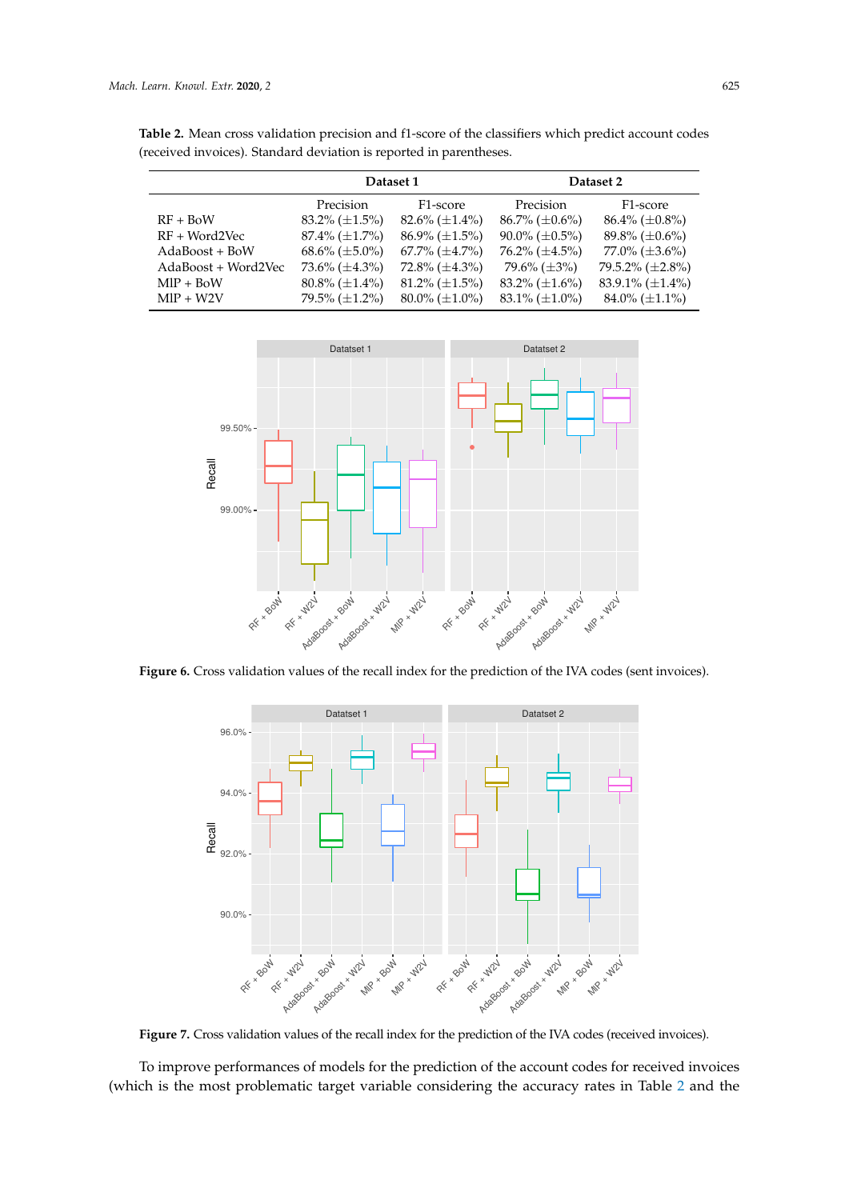**Table 2.** Mean cross validation precision and f1-score of the classifiers which predict account codes (received invoices). Standard deviation is reported in parentheses.

| | Dataset 1 | | Dataset 2 | |
|---|---|---|---|---|
| | Precision | F1-score | Precision | F1-score |
| RF + BoW | 83.2% (±1.5%) | 82.6% (±1.4%) | 86.7% (±0.6%) | 86.4% (±0.8%) |
| RF + Word2Vec | 87.4% (±1.7%) | 86.9% (±1.5%) | 90.0% (±0.5%) | 89.8% (±0.6%) |
| AdaBoost + BoW | 68.6% (±5.0%) | 67.7% (±4.7%) | 76.2% (±4.5%) | 77.0% (±3.6%) |
| AdaBoost + Word2Vec | 73.6% (±4.3%) | 72.8% (±4.3%) | 79.6% (±3%) | 79.5.2% (±2.8%) |
| MlP + BoW | 80.8% (±1.4%) | 81.2% (±1.5%) | 83.2% (±1.6%) | 83.9.1% (±1.4%) |
| MlP + W2V | 79.5% (±1.2%) | 80.0% (±1.0%) | 83.1% (±1.0%) | 84.0% (±1.1%) |

**Figure 6.** Cross validation values of the recall index for the prediction of the IVA codes (sent invoices).

**Figure 7.** Cross validation values of the recall index for the prediction of the IVA codes (received invoices).

To improve performances of models for the prediction of the account codes for received invoices (which is the most problematic target variable considering the accuracy rates in Table 2 and the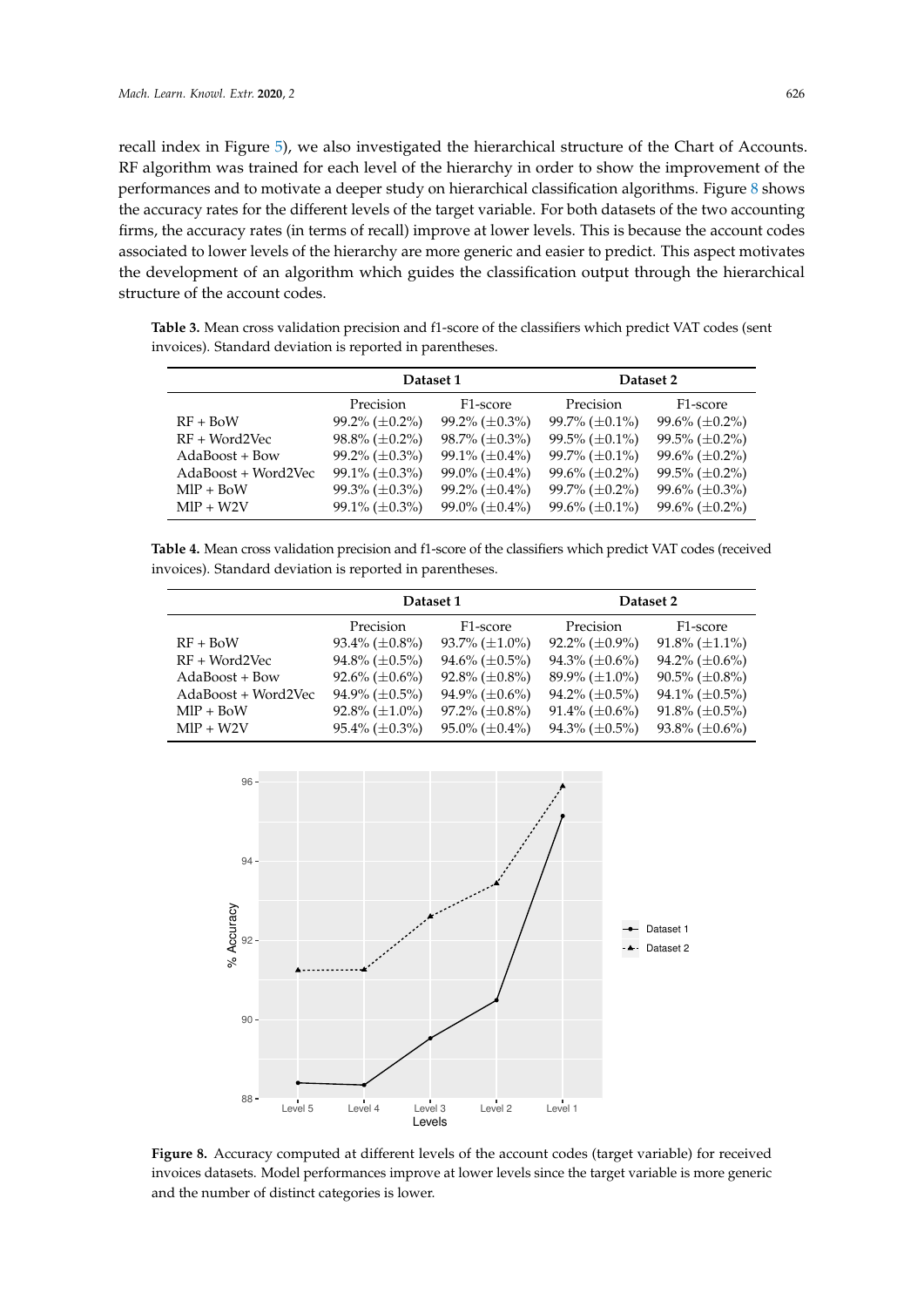recall index in Figure 5), we also investigated the hierarchical structure of the Chart of Accounts. RF algorithm was trained for each level of the hierarchy in order to show the improvement of the performances and to motivate a deeper study on hierarchical classification algorithms. Figure 8 shows the accuracy rates for the different levels of the target variable. For both datasets of the two accounting firms, the accuracy rates (in terms of recall) improve at lower levels. This is because the account codes associated to lower levels of the hierarchy are more generic and easier to predict. This aspect motivates the development of an algorithm which guides the classification output through the hierarchical structure of the account codes.

**Table 3.** Mean cross validation precision and f1-score of the classifiers which predict VAT codes (sent invoices). Standard deviation is reported in parentheses.

| | **Dataset 1** | | **Dataset 2** | |
|---|---|---|---|---|
| | Precision | F1-score | Precision | F1-score |
| RF + BoW | 99.2% (±0.2%) | 99.2% (±0.3%) | 99.7% (±0.1%) | 99.6% (±0.2%) |
| RF + Word2Vec | 98.8% (±0.2%) | 98.7% (±0.3%) | 99.5% (±0.1%) | 99.5% (±0.2%) |
| AdaBoost + Bow | 99.2% (±0.3%) | 99.1% (±0.4%) | 99.7% (±0.1%) | 99.6% (±0.2%) |
| AdaBoost + Word2Vec | 99.1% (±0.3%) | 99.0% (±0.4%) | 99.6% (±0.2%) | 99.5% (±0.2%) |
| MlP + BoW | 99.3% (±0.3%) | 99.2% (±0.4%) | 99.7% (±0.2%) | 99.6% (±0.3%) |
| MlP + W2V | 99.1% (±0.3%) | 99.0% (±0.4%) | 99.6% (±0.1%) | 99.6% (±0.2%) |

**Table 4.** Mean cross validation precision and f1-score of the classifiers which predict VAT codes (received invoices). Standard deviation is reported in parentheses.

| | **Dataset 1** | | **Dataset 2** | |
|---|---|---|---|---|
| | Precision | F1-score | Precision | F1-score |
| RF + BoW | 93.4% (±0.8%) | 93.7% (±1.0%) | 92.2% (±0.9%) | 91.8% (±1.1%) |
| RF + Word2Vec | 94.8% (±0.5%) | 94.6% (±0.5%) | 94.3% (±0.6%) | 94.2% (±0.6%) |
| AdaBoost + Bow | 92.6% (±0.6%) | 92.8% (±0.8%) | 89.9% (±1.0%) | 90.5% (±0.8%) |
| AdaBoost + Word2Vec | 94.9% (±0.5%) | 94.9% (±0.6%) | 94.2% (±0.5%) | 94.1% (±0.5%) |
| MlP + BoW | 92.8% (±1.0%) | 97.2% (±0.8%) | 91.4% (±0.6%) | 91.8% (±0.5%) |
| MlP + W2V | 95.4% (±0.3%) | 95.0% (±0.4%) | 94.3% (±0.5%) | 93.8% (±0.6%) |

**Figure 8.** Accuracy computed at different levels of the account codes (target variable) for received invoices datasets. Model performances improve at lower levels since the target variable is more generic and the number of distinct categories is lower.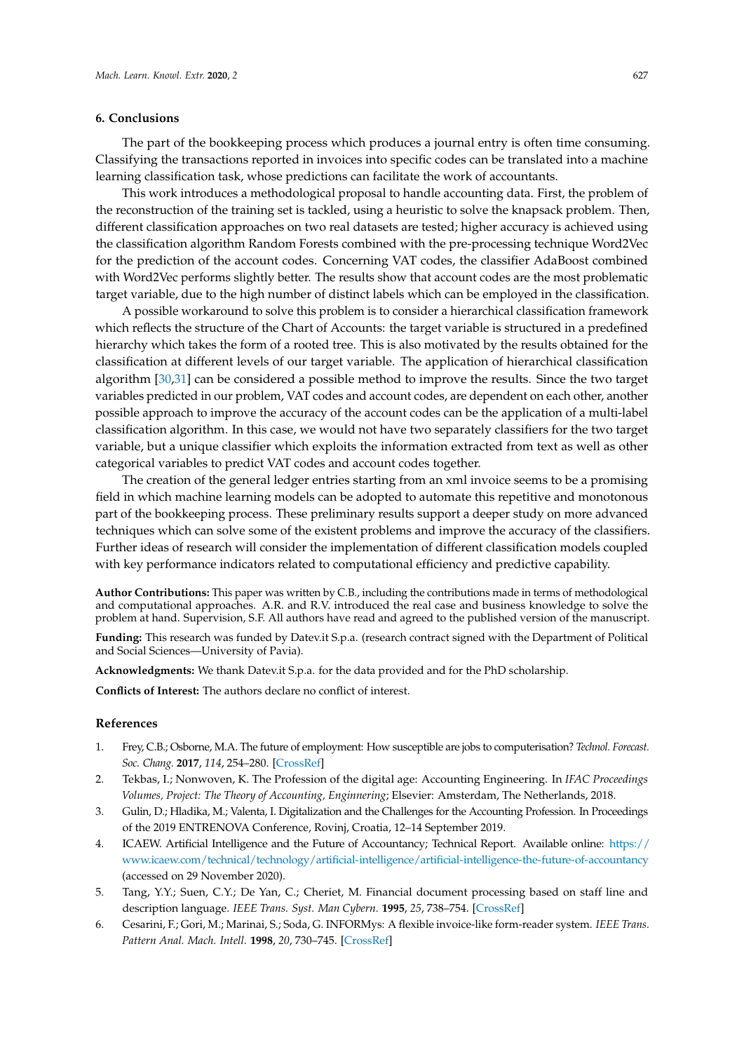## 6. Conclusions

The part of the bookkeeping process which produces a journal entry is often time consuming. Classifying the transactions reported in invoices into specific codes can be translated into a machine learning classification task, whose predictions can facilitate the work of accountants.

This work introduces a methodological proposal to handle accounting data. First, the problem of the reconstruction of the training set is tackled, using a heuristic to solve the knapsack problem. Then, different classification approaches on two real datasets are tested; higher accuracy is achieved using the classification algorithm Random Forests combined with the pre-processing technique Word2Vec for the prediction of the account codes. Concerning VAT codes, the classifier AdaBoost combined with Word2Vec performs slightly better. The results show that account codes are the most problematic target variable, due to the high number of distinct labels which can be employed in the classification.

A possible workaround to solve this problem is to consider a hierarchical classification framework which reflects the structure of the Chart of Accounts: the target variable is structured in a predefined hierarchy which takes the form of a rooted tree. This is also motivated by the results obtained for the classification at different levels of our target variable. The application of hierarchical classification algorithm [30,31] can be considered a possible method to improve the results. Since the two target variables predicted in our problem, VAT codes and account codes, are dependent on each other, another possible approach to improve the accuracy of the account codes can be the application of a multi-label classification algorithm. In this case, we would not have two separately classifiers for the two target variable, but a unique classifier which exploits the information extracted from text as well as other categorical variables to predict VAT codes and account codes together.

The creation of the general ledger entries starting from an xml invoice seems to be a promising field in which machine learning models can be adopted to automate this repetitive and monotonous part of the bookkeeping process. These preliminary results support a deeper study on more advanced techniques which can solve some of the existent problems and improve the accuracy of the classifiers. Further ideas of research will consider the implementation of different classification models coupled with key performance indicators related to computational efficiency and predictive capability.

**Author Contributions:** This paper was written by C.B., including the contributions made in terms of methodological and computational approaches. A.R. and R.V. introduced the real case and business knowledge to solve the problem at hand. Supervision, S.F. All authors have read and agreed to the published version of the manuscript.

**Funding:** This research was funded by Datev.it S.p.a. (research contract signed with the Department of Political and Social Sciences—University of Pavia).

**Acknowledgments:** We thank Datev.it S.p.a. for the data provided and for the PhD scholarship.

**Conflicts of Interest:** The authors declare no conflict of interest.

## References

1. Frey, C.B.; Osborne, M.A. The future of employment: How susceptible are jobs to computerisation? *Technol. Forecast. Soc. Chang.* **2017**, *114*, 254–280. [CrossRef]
2. Tekbas, I.; Nonwoven, K. The Profession of the digital age: Accounting Engineering. In *IFAC Proceedings Volumes, Project: The Theory of Accounting, Enginnering*; Elsevier: Amsterdam, The Netherlands, 2018.
3. Gulin, D.; Hladika, M.; Valenta, I. Digitalization and the Challenges for the Accounting Profession. In Proceedings of the 2019 ENTRENOVA Conference, Rovinj, Croatia, 12–14 September 2019.
4. ICAEW. Artificial Intelligence and the Future of Accountancy; Technical Report. Available online: https://www.icaew.com/technical/technology/artificial-intelligence/artificial-intelligence-the-future-of-accountancy (accessed on 29 November 2020).
5. Tang, Y.Y.; Suen, C.Y.; De Yan, C.; Cheriet, M. Financial document processing based on staff line and description language. *IEEE Trans. Syst. Man Cybern.* **1995**, *25*, 738–754. [CrossRef]
6. Cesarini, F.; Gori, M.; Marinai, S.; Soda, G. INFORMys: A flexible invoice-like form-reader system. *IEEE Trans. Pattern Anal. Mach. Intell.* **1998**, *20*, 730–745. [CrossRef]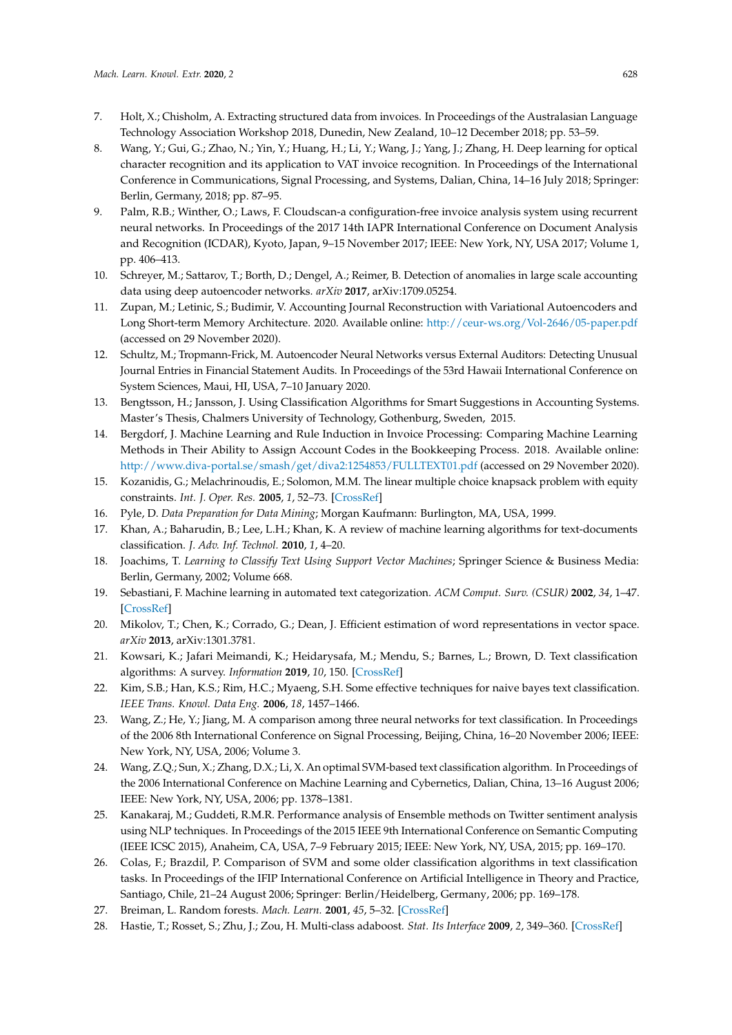7. Holt, X.; Chisholm, A. Extracting structured data from invoices. In Proceedings of the Australasian Language Technology Association Workshop 2018, Dunedin, New Zealand, 10–12 December 2018; pp. 53–59.
8. Wang, Y.; Gui, G.; Zhao, N.; Yin, Y.; Huang, H.; Li, Y.; Wang, J.; Yang, J.; Zhang, H. Deep learning for optical character recognition and its application to VAT invoice recognition. In Proceedings of the International Conference in Communications, Signal Processing, and Systems, Dalian, China, 14–16 July 2018; Springer: Berlin, Germany, 2018; pp. 87–95.
9. Palm, R.B.; Winther, O.; Laws, F. Cloudscan-a configuration-free invoice analysis system using recurrent neural networks. In Proceedings of the 2017 14th IAPR International Conference on Document Analysis and Recognition (ICDAR), Kyoto, Japan, 9–15 November 2017; IEEE: New York, NY, USA 2017; Volume 1, pp. 406–413.
10. Schreyer, M.; Sattarov, T.; Borth, D.; Dengel, A.; Reimer, B. Detection of anomalies in large scale accounting data using deep autoencoder networks. *arXiv* **2017**, arXiv:1709.05254.
11. Zupan, M.; Letinic, S.; Budimir, V. Accounting Journal Reconstruction with Variational Autoencoders and Long Short-term Memory Architecture. 2020. Available online: http://ceur-ws.org/Vol-2646/05-paper.pdf (accessed on 29 November 2020).
12. Schultz, M.; Tropmann-Frick, M. Autoencoder Neural Networks versus External Auditors: Detecting Unusual Journal Entries in Financial Statement Audits. In Proceedings of the 53rd Hawaii International Conference on System Sciences, Maui, HI, USA, 7–10 January 2020.
13. Bengtsson, H.; Jansson, J. Using Classification Algorithms for Smart Suggestions in Accounting Systems. Master's Thesis, Chalmers University of Technology, Gothenburg, Sweden, 2015.
14. Bergdorf, J. Machine Learning and Rule Induction in Invoice Processing: Comparing Machine Learning Methods in Their Ability to Assign Account Codes in the Bookkeeping Process. 2018. Available online: http://www.diva-portal.se/smash/get/diva2:1254853/FULLTEXT01.pdf (accessed on 29 November 2020).
15. Kozanidis, G.; Melachrinoudis, E.; Solomon, M.M. The linear multiple choice knapsack problem with equity constraints. *Int. J. Oper. Res.* **2005**, *1*, 52–73. [CrossRef]
16. Pyle, D. *Data Preparation for Data Mining*; Morgan Kaufmann: Burlington, MA, USA, 1999.
17. Khan, A.; Baharudin, B.; Lee, L.H.; Khan, K. A review of machine learning algorithms for text-documents classification. *J. Adv. Inf. Technol.* **2010**, *1*, 4–20.
18. Joachims, T. *Learning to Classify Text Using Support Vector Machines*; Springer Science & Business Media: Berlin, Germany, 2002; Volume 668.
19. Sebastiani, F. Machine learning in automated text categorization. *ACM Comput. Surv. (CSUR)* **2002**, *34*, 1–47. [CrossRef]
20. Mikolov, T.; Chen, K.; Corrado, G.; Dean, J. Efficient estimation of word representations in vector space. *arXiv* **2013**, arXiv:1301.3781.
21. Kowsari, K.; Jafari Meimandi, K.; Heidarysafa, M.; Mendu, S.; Barnes, L.; Brown, D. Text classification algorithms: A survey. *Information* **2019**, *10*, 150. [CrossRef]
22. Kim, S.B.; Han, K.S.; Rim, H.C.; Myaeng, S.H. Some effective techniques for naive bayes text classification. *IEEE Trans. Knowl. Data Eng.* **2006**, *18*, 1457–1466.
23. Wang, Z.; He, Y.; Jiang, M. A comparison among three neural networks for text classification. In Proceedings of the 2006 8th International Conference on Signal Processing, Beijing, China, 16–20 November 2006; IEEE: New York, NY, USA, 2006; Volume 3.
24. Wang, Z.Q.; Sun, X.; Zhang, D.X.; Li, X. An optimal SVM-based text classification algorithm. In Proceedings of the 2006 International Conference on Machine Learning and Cybernetics, Dalian, China, 13–16 August 2006; IEEE: New York, NY, USA, 2006; pp. 1378–1381.
25. Kanakaraj, M.; Guddeti, R.M.R. Performance analysis of Ensemble methods on Twitter sentiment analysis using NLP techniques. In Proceedings of the 2015 IEEE 9th International Conference on Semantic Computing (IEEE ICSC 2015), Anaheim, CA, USA, 7–9 February 2015; IEEE: New York, NY, USA, 2015; pp. 169–170.
26. Colas, F.; Brazdil, P. Comparison of SVM and some older classification algorithms in text classification tasks. In Proceedings of the IFIP International Conference on Artificial Intelligence in Theory and Practice, Santiago, Chile, 21–24 August 2006; Springer: Berlin/Heidelberg, Germany, 2006; pp. 169–178.
27. Breiman, L. Random forests. *Mach. Learn.* **2001**, *45*, 5–32. [CrossRef]
28. Hastie, T.; Rosset, S.; Zhu, J.; Zou, H. Multi-class adaboost. *Stat. Its Interface* **2009**, *2*, 349–360. [CrossRef]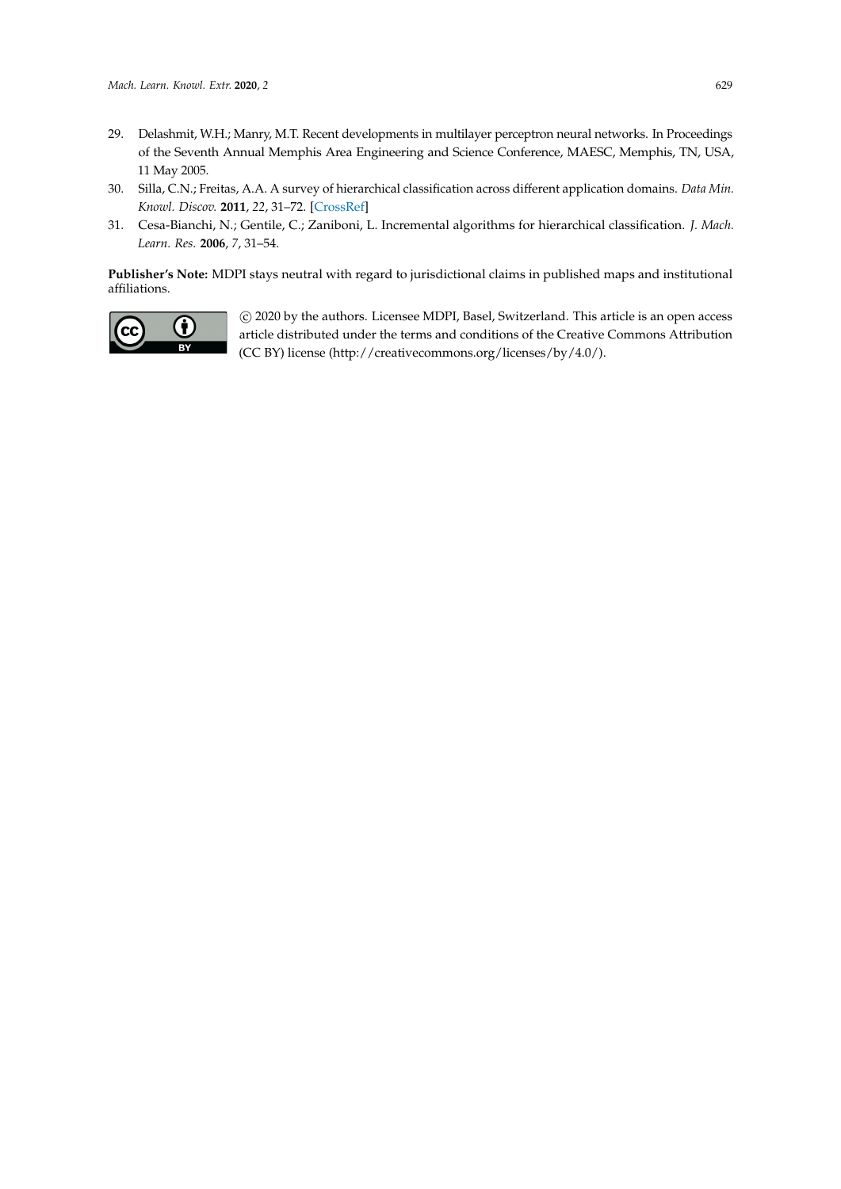29. Delashmit, W.H.; Manry, M.T. Recent developments in multilayer perceptron neural networks. In Proceedings of the Seventh Annual Memphis Area Engineering and Science Conference, MAESC, Memphis, TN, USA, 11 May 2005.
30. Silla, C.N.; Freitas, A.A. A survey of hierarchical classification across different application domains. *Data Min. Knowl. Discov.* **2011**, *22*, 31–72. [CrossRef]
31. Cesa-Bianchi, N.; Gentile, C.; Zaniboni, L. Incremental algorithms for hierarchical classification. *J. Mach. Learn. Res.* **2006**, *7*, 31–54.

**Publisher's Note:** MDPI stays neutral with regard to jurisdictional claims in published maps and institutional affiliations.

© 2020 by the authors. Licensee MDPI, Basel, Switzerland. This article is an open access article distributed under the terms and conditions of the Creative Commons Attribution (CC BY) license (http://creativecommons.org/licenses/by/4.0/).